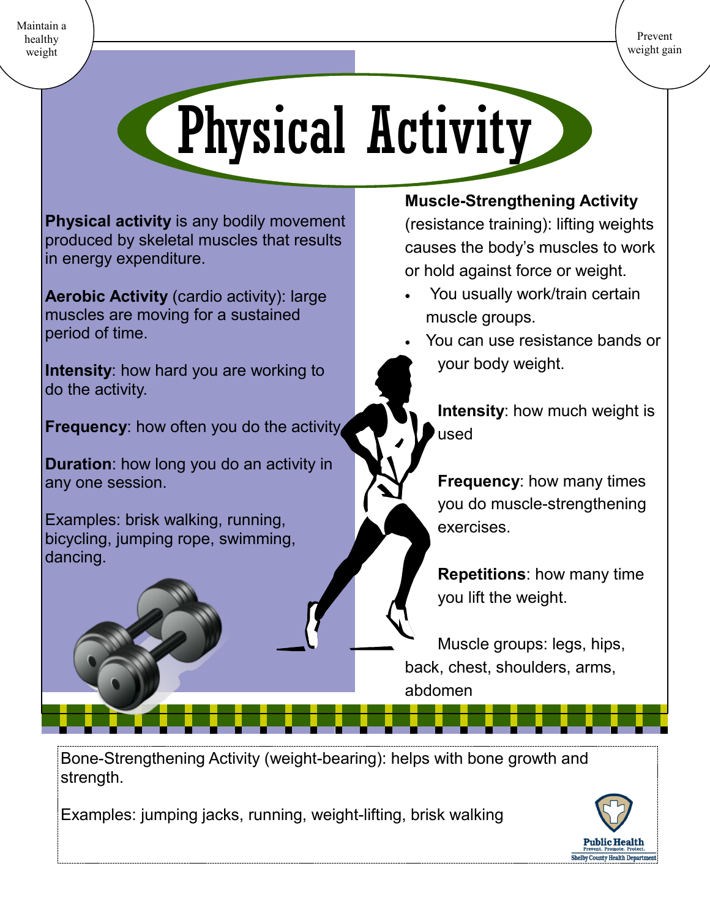Maintain a healthy weight

Prevent weight gain

# Physical Activity

**Physical activity** is any bodily movement produced by skeletal muscles that results in energy expenditure.

**Aerobic Activity** (cardio activity): large muscles are moving for a sustained period of time.

**Intensity**: how hard you are working to do the activity.

**Frequency**: how often you do the activity.

**Duration**: how long you do an activity in any one session.

Examples: brisk walking, running, bicycling, jumping rope, swimming, dancing.

**Muscle-Strengthening Activity** (resistance training): lifting weights causes the body's muscles to work or hold against force or weight.

- You usually work/train certain muscle groups.
- You can use resistance bands or your body weight.

**Intensity**: how much weight is used

**Frequency**: how many times you do muscle-strengthening exercises.

**Repetitions**: how many time you lift the weight.

Muscle groups: legs, hips, back, chest, shoulders, arms, abdomen

Bone-Strengthening Activity (weight-bearing): helps with bone growth and strength.

Examples: jumping jacks, running, weight-lifting, brisk walking

Public Health
Prevent. Promote. Protect.
Shelby County Health Department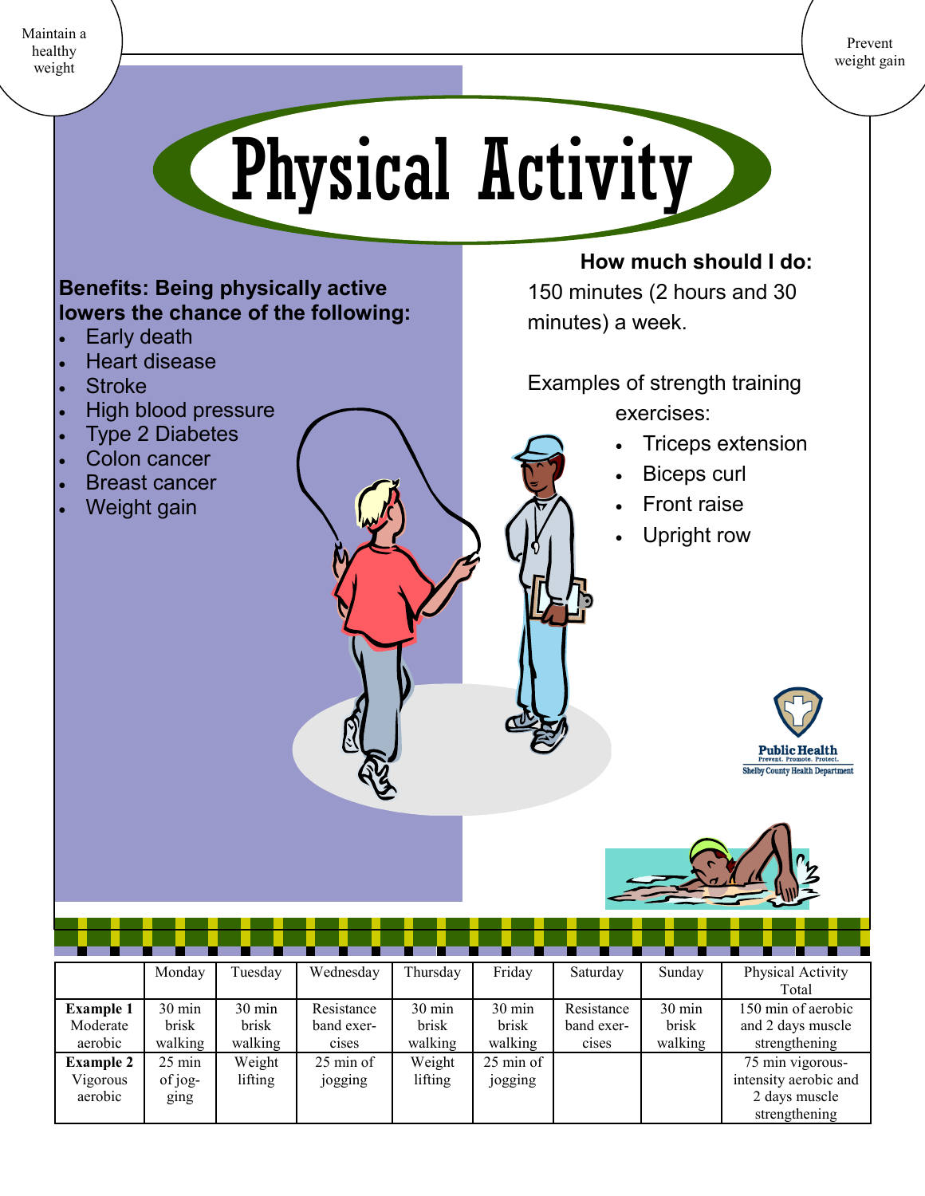Maintain a healthy weight

Prevent weight gain

# Physical Activity

**Benefits: Being physically active lowers the chance of the following:**

- Early death
- Heart disease
- Stroke
- High blood pressure
- Type 2 Diabetes
- Colon cancer
- Breast cancer
- Weight gain

**How much should I do:**

150 minutes (2 hours and 30 minutes) a week.

Examples of strength training exercises:

- Triceps extension
- Biceps curl
- Front raise
- Upright row

Public Health
Prevent. Promote. Protect.
Shelby County Health Department

| | Monday | Tuesday | Wednesday | Thursday | Friday | Saturday | Sunday | Physical Activity Total |
|---|---|---|---|---|---|---|---|---|
| **Example 1** Moderate aerobic | 30 min brisk walking | 30 min brisk walking | Resistance band exercises | 30 min brisk walking | 30 min brisk walking | Resistance band exercises | 30 min brisk walking | 150 min of aerobic and 2 days muscle strengthening |
| **Example 2** Vigorous aerobic | 25 min of jogging | Weight lifting | 25 min of jogging | Weight lifting | 25 min of jogging | | | 75 min vigorous-intensity aerobic and 2 days muscle strengthening |